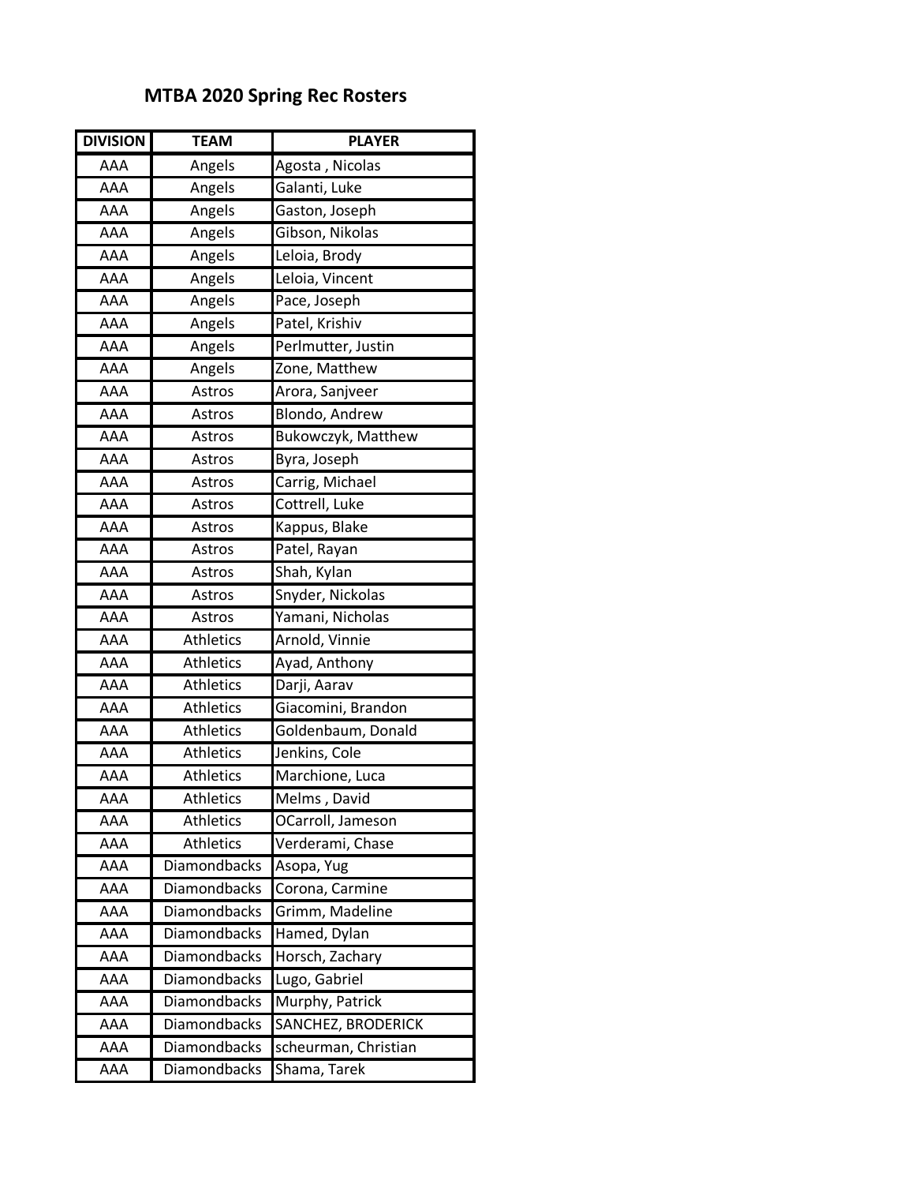# MTBA 2020 Spring Rec Rosters

| DIVISION | TEAM | PLAYER |
|---|---|---|
| AAA | Angels | Agosta , Nicolas |
| AAA | Angels | Galanti, Luke |
| AAA | Angels | Gaston, Joseph |
| AAA | Angels | Gibson, Nikolas |
| AAA | Angels | Leloia, Brody |
| AAA | Angels | Leloia, Vincent |
| AAA | Angels | Pace, Joseph |
| AAA | Angels | Patel, Krishiv |
| AAA | Angels | Perlmutter, Justin |
| AAA | Angels | Zone, Matthew |
| AAA | Astros | Arora, Sanjveer |
| AAA | Astros | Blondo, Andrew |
| AAA | Astros | Bukowczyk, Matthew |
| AAA | Astros | Byra, Joseph |
| AAA | Astros | Carrig, Michael |
| AAA | Astros | Cottrell, Luke |
| AAA | Astros | Kappus, Blake |
| AAA | Astros | Patel, Rayan |
| AAA | Astros | Shah, Kylan |
| AAA | Astros | Snyder, Nickolas |
| AAA | Astros | Yamani, Nicholas |
| AAA | Athletics | Arnold, Vinnie |
| AAA | Athletics | Ayad, Anthony |
| AAA | Athletics | Darji, Aarav |
| AAA | Athletics | Giacomini, Brandon |
| AAA | Athletics | Goldenbaum, Donald |
| AAA | Athletics | Jenkins, Cole |
| AAA | Athletics | Marchione, Luca |
| AAA | Athletics | Melms , David |
| AAA | Athletics | OCarroll, Jameson |
| AAA | Athletics | Verderami, Chase |
| AAA | Diamondbacks | Asopa, Yug |
| AAA | Diamondbacks | Corona, Carmine |
| AAA | Diamondbacks | Grimm, Madeline |
| AAA | Diamondbacks | Hamed, Dylan |
| AAA | Diamondbacks | Horsch, Zachary |
| AAA | Diamondbacks | Lugo, Gabriel |
| AAA | Diamondbacks | Murphy, Patrick |
| AAA | Diamondbacks | SANCHEZ, BRODERICK |
| AAA | Diamondbacks | scheurman, Christian |
| AAA | Diamondbacks | Shama, Tarek |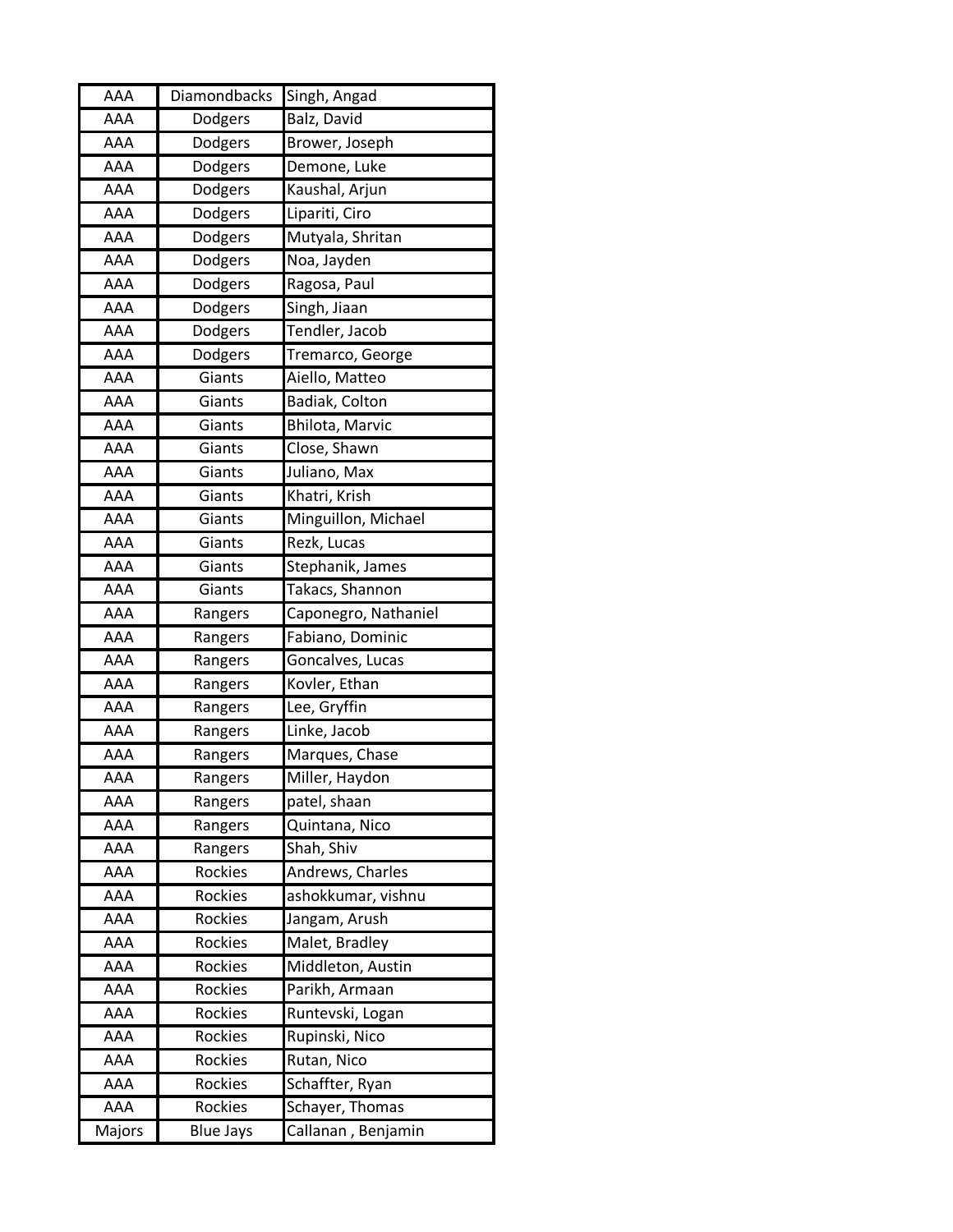| | | |
|---|---|---|
| AAA | Diamondbacks | Singh, Angad |
| AAA | Dodgers | Balz, David |
| AAA | Dodgers | Brower, Joseph |
| AAA | Dodgers | Demone, Luke |
| AAA | Dodgers | Kaushal, Arjun |
| AAA | Dodgers | Lipariti, Ciro |
| AAA | Dodgers | Mutyala, Shritan |
| AAA | Dodgers | Noa, Jayden |
| AAA | Dodgers | Ragosa, Paul |
| AAA | Dodgers | Singh, Jiaan |
| AAA | Dodgers | Tendler, Jacob |
| AAA | Dodgers | Tremarco, George |
| AAA | Giants | Aiello, Matteo |
| AAA | Giants | Badiak, Colton |
| AAA | Giants | Bhilota, Marvic |
| AAA | Giants | Close, Shawn |
| AAA | Giants | Juliano, Max |
| AAA | Giants | Khatri, Krish |
| AAA | Giants | Minguillon, Michael |
| AAA | Giants | Rezk, Lucas |
| AAA | Giants | Stephanik, James |
| AAA | Giants | Takacs, Shannon |
| AAA | Rangers | Caponegro, Nathaniel |
| AAA | Rangers | Fabiano, Dominic |
| AAA | Rangers | Goncalves, Lucas |
| AAA | Rangers | Kovler, Ethan |
| AAA | Rangers | Lee, Gryffin |
| AAA | Rangers | Linke, Jacob |
| AAA | Rangers | Marques, Chase |
| AAA | Rangers | Miller, Haydon |
| AAA | Rangers | patel, shaan |
| AAA | Rangers | Quintana, Nico |
| AAA | Rangers | Shah, Shiv |
| AAA | Rockies | Andrews, Charles |
| AAA | Rockies | ashokkumar, vishnu |
| AAA | Rockies | Jangam, Arush |
| AAA | Rockies | Malet, Bradley |
| AAA | Rockies | Middleton, Austin |
| AAA | Rockies | Parikh, Armaan |
| AAA | Rockies | Runtevski, Logan |
| AAA | Rockies | Rupinski, Nico |
| AAA | Rockies | Rutan, Nico |
| AAA | Rockies | Schaffter, Ryan |
| AAA | Rockies | Schayer, Thomas |
| Majors | Blue Jays | Callanan , Benjamin |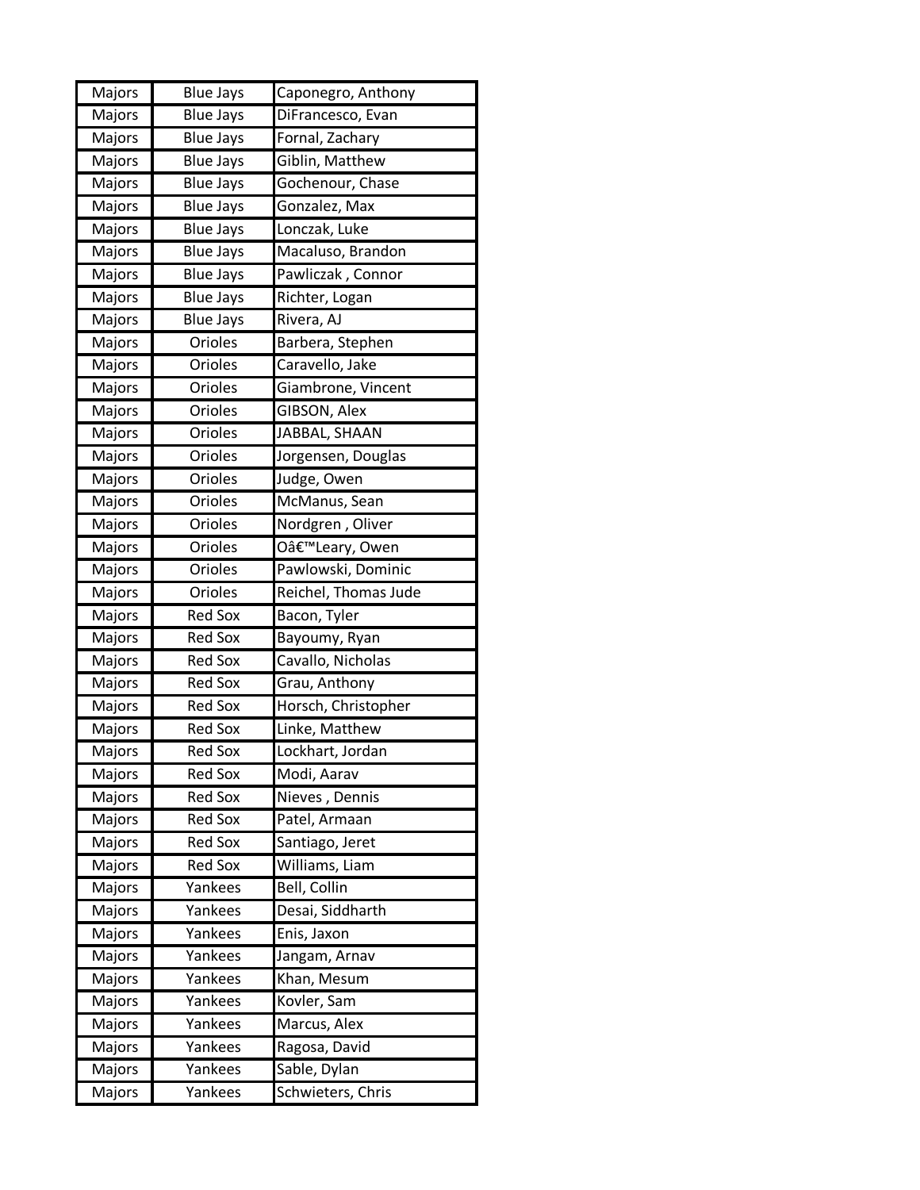| Majors | Blue Jays | Caponegro, Anthony |
|---|---|---|
| Majors | Blue Jays | DiFrancesco, Evan |
| Majors | Blue Jays | Fornal, Zachary |
| Majors | Blue Jays | Giblin, Matthew |
| Majors | Blue Jays | Gochenour, Chase |
| Majors | Blue Jays | Gonzalez, Max |
| Majors | Blue Jays | Lonczak, Luke |
| Majors | Blue Jays | Macaluso, Brandon |
| Majors | Blue Jays | Pawliczak , Connor |
| Majors | Blue Jays | Richter, Logan |
| Majors | Blue Jays | Rivera, AJ |
| Majors | Orioles | Barbera, Stephen |
| Majors | Orioles | Caravello, Jake |
| Majors | Orioles | Giambrone, Vincent |
| Majors | Orioles | GIBSON, Alex |
| Majors | Orioles | JABBAL, SHAAN |
| Majors | Orioles | Jorgensen, Douglas |
| Majors | Orioles | Judge, Owen |
| Majors | Orioles | McManus, Sean |
| Majors | Orioles | Nordgren , Oliver |
| Majors | Orioles | Oâ€™Leary, Owen |
| Majors | Orioles | Pawlowski, Dominic |
| Majors | Orioles | Reichel, Thomas Jude |
| Majors | Red Sox | Bacon, Tyler |
| Majors | Red Sox | Bayoumy, Ryan |
| Majors | Red Sox | Cavallo, Nicholas |
| Majors | Red Sox | Grau, Anthony |
| Majors | Red Sox | Horsch, Christopher |
| Majors | Red Sox | Linke, Matthew |
| Majors | Red Sox | Lockhart, Jordan |
| Majors | Red Sox | Modi, Aarav |
| Majors | Red Sox | Nieves , Dennis |
| Majors | Red Sox | Patel, Armaan |
| Majors | Red Sox | Santiago, Jeret |
| Majors | Red Sox | Williams, Liam |
| Majors | Yankees | Bell, Collin |
| Majors | Yankees | Desai, Siddharth |
| Majors | Yankees | Enis, Jaxon |
| Majors | Yankees | Jangam, Arnav |
| Majors | Yankees | Khan, Mesum |
| Majors | Yankees | Kovler, Sam |
| Majors | Yankees | Marcus, Alex |
| Majors | Yankees | Ragosa, David |
| Majors | Yankees | Sable, Dylan |
| Majors | Yankees | Schwieters, Chris |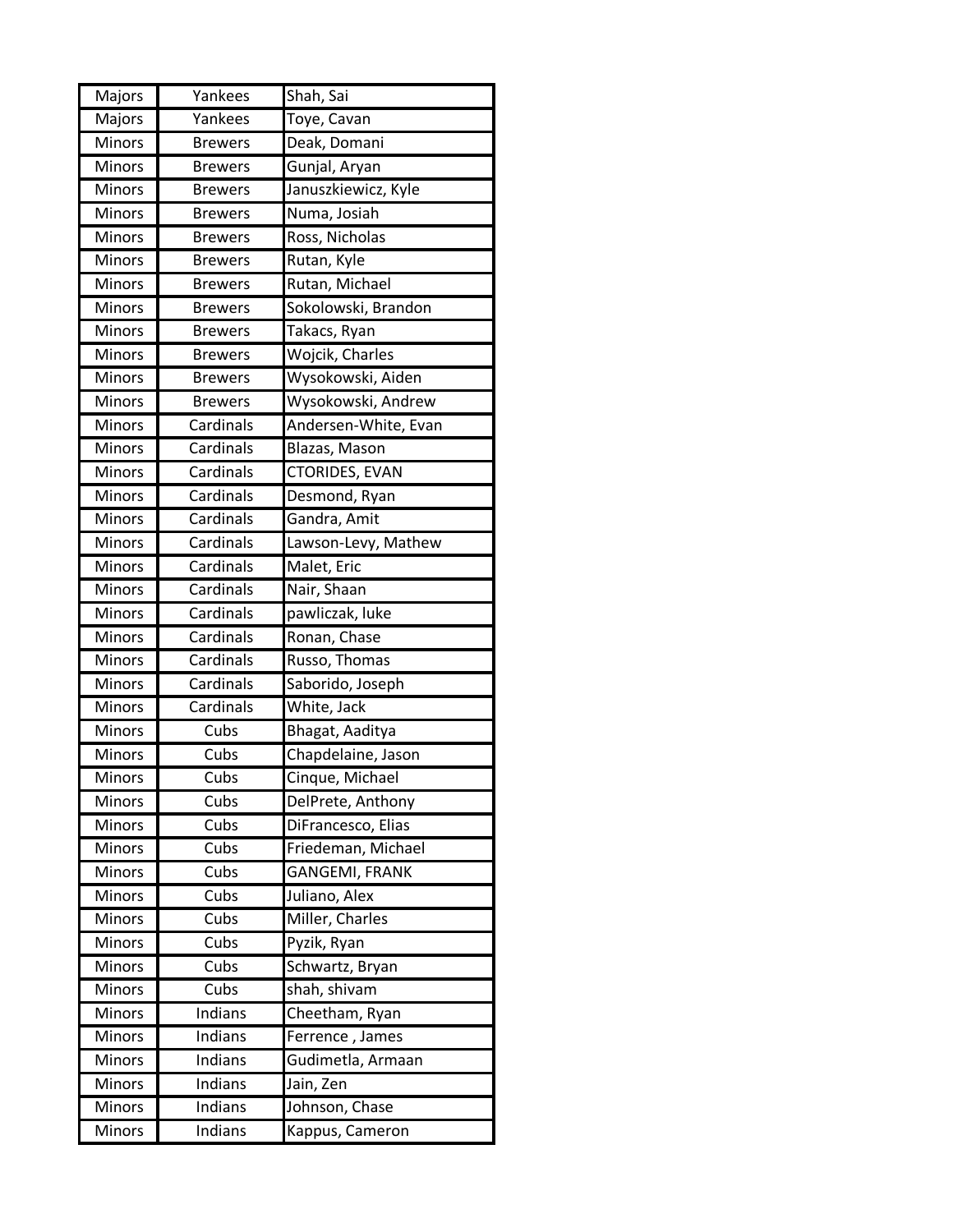| Majors | Yankees | Shah, Sai |
|---|---|---|
| Majors | Yankees | Toye, Cavan |
| Minors | Brewers | Deak, Domani |
| Minors | Brewers | Gunjal, Aryan |
| Minors | Brewers | Januszkiewicz, Kyle |
| Minors | Brewers | Numa, Josiah |
| Minors | Brewers | Ross, Nicholas |
| Minors | Brewers | Rutan, Kyle |
| Minors | Brewers | Rutan, Michael |
| Minors | Brewers | Sokolowski, Brandon |
| Minors | Brewers | Takacs, Ryan |
| Minors | Brewers | Wojcik, Charles |
| Minors | Brewers | Wysokowski, Aiden |
| Minors | Brewers | Wysokowski, Andrew |
| Minors | Cardinals | Andersen-White, Evan |
| Minors | Cardinals | Blazas, Mason |
| Minors | Cardinals | CTORIDES, EVAN |
| Minors | Cardinals | Desmond, Ryan |
| Minors | Cardinals | Gandra, Amit |
| Minors | Cardinals | Lawson-Levy, Mathew |
| Minors | Cardinals | Malet, Eric |
| Minors | Cardinals | Nair, Shaan |
| Minors | Cardinals | pawliczak, luke |
| Minors | Cardinals | Ronan, Chase |
| Minors | Cardinals | Russo, Thomas |
| Minors | Cardinals | Saborido, Joseph |
| Minors | Cardinals | White, Jack |
| Minors | Cubs | Bhagat, Aaditya |
| Minors | Cubs | Chapdelaine, Jason |
| Minors | Cubs | Cinque, Michael |
| Minors | Cubs | DelPrete, Anthony |
| Minors | Cubs | DiFrancesco, Elias |
| Minors | Cubs | Friedeman, Michael |
| Minors | Cubs | GANGEMI, FRANK |
| Minors | Cubs | Juliano, Alex |
| Minors | Cubs | Miller, Charles |
| Minors | Cubs | Pyzik, Ryan |
| Minors | Cubs | Schwartz, Bryan |
| Minors | Cubs | shah, shivam |
| Minors | Indians | Cheetham, Ryan |
| Minors | Indians | Ferrence , James |
| Minors | Indians | Gudimetla, Armaan |
| Minors | Indians | Jain, Zen |
| Minors | Indians | Johnson, Chase |
| Minors | Indians | Kappus, Cameron |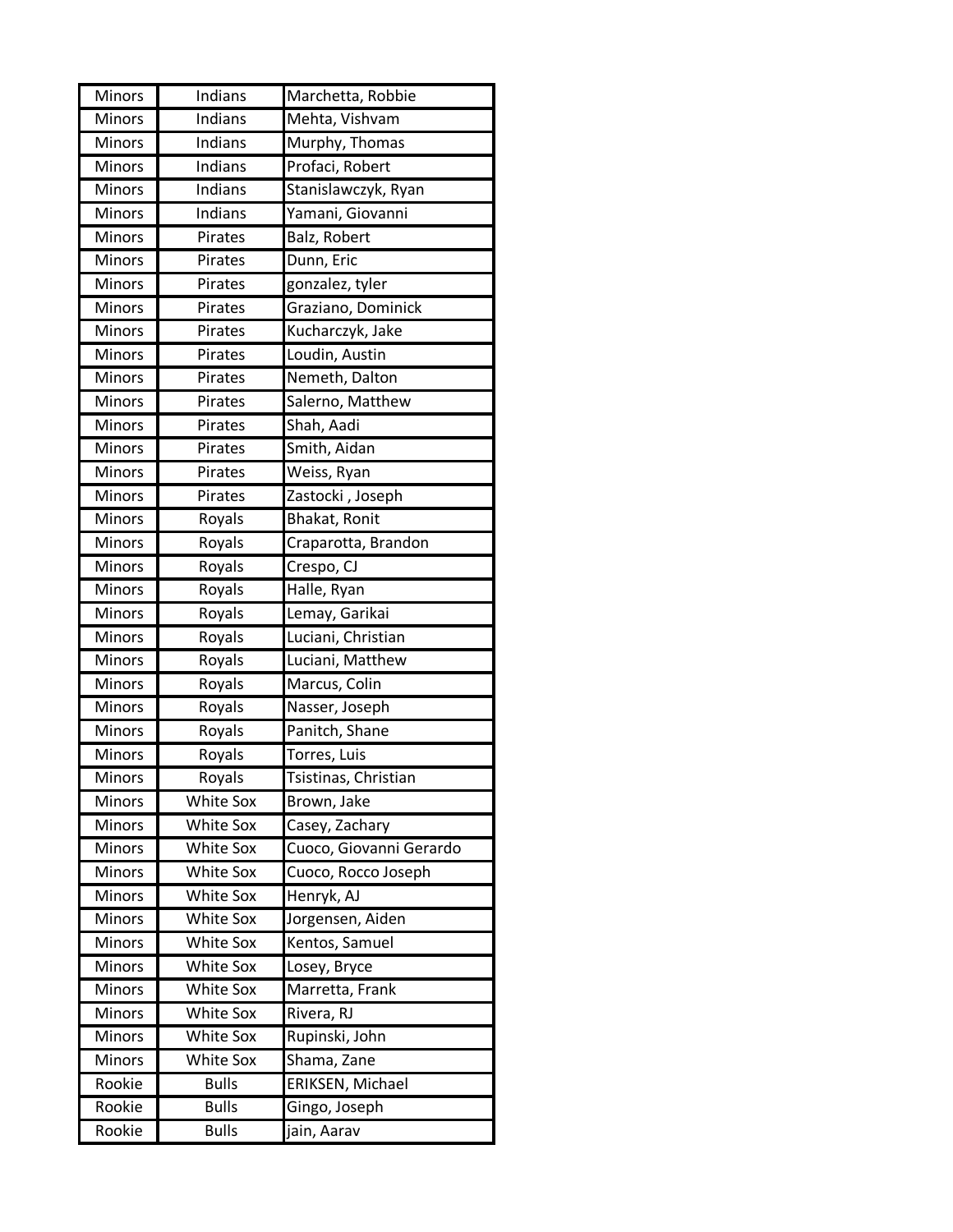| Minors | Indians | Marchetta, Robbie |
|---|---|---|
| Minors | Indians | Mehta, Vishvam |
| Minors | Indians | Murphy, Thomas |
| Minors | Indians | Profaci, Robert |
| Minors | Indians | Stanislawczyk, Ryan |
| Minors | Indians | Yamani, Giovanni |
| Minors | Pirates | Balz, Robert |
| Minors | Pirates | Dunn, Eric |
| Minors | Pirates | gonzalez, tyler |
| Minors | Pirates | Graziano, Dominick |
| Minors | Pirates | Kucharczyk, Jake |
| Minors | Pirates | Loudin, Austin |
| Minors | Pirates | Nemeth, Dalton |
| Minors | Pirates | Salerno, Matthew |
| Minors | Pirates | Shah, Aadi |
| Minors | Pirates | Smith, Aidan |
| Minors | Pirates | Weiss, Ryan |
| Minors | Pirates | Zastocki , Joseph |
| Minors | Royals | Bhakat, Ronit |
| Minors | Royals | Craparotta, Brandon |
| Minors | Royals | Crespo, CJ |
| Minors | Royals | Halle, Ryan |
| Minors | Royals | Lemay, Garikai |
| Minors | Royals | Luciani, Christian |
| Minors | Royals | Luciani, Matthew |
| Minors | Royals | Marcus, Colin |
| Minors | Royals | Nasser, Joseph |
| Minors | Royals | Panitch, Shane |
| Minors | Royals | Torres, Luis |
| Minors | Royals | Tsistinas, Christian |
| Minors | White Sox | Brown, Jake |
| Minors | White Sox | Casey, Zachary |
| Minors | White Sox | Cuoco, Giovanni Gerardo |
| Minors | White Sox | Cuoco, Rocco Joseph |
| Minors | White Sox | Henryk, AJ |
| Minors | White Sox | Jorgensen, Aiden |
| Minors | White Sox | Kentos, Samuel |
| Minors | White Sox | Losey, Bryce |
| Minors | White Sox | Marretta, Frank |
| Minors | White Sox | Rivera, RJ |
| Minors | White Sox | Rupinski, John |
| Minors | White Sox | Shama, Zane |
| Rookie | Bulls | ERIKSEN, Michael |
| Rookie | Bulls | Gingo, Joseph |
| Rookie | Bulls | jain, Aarav |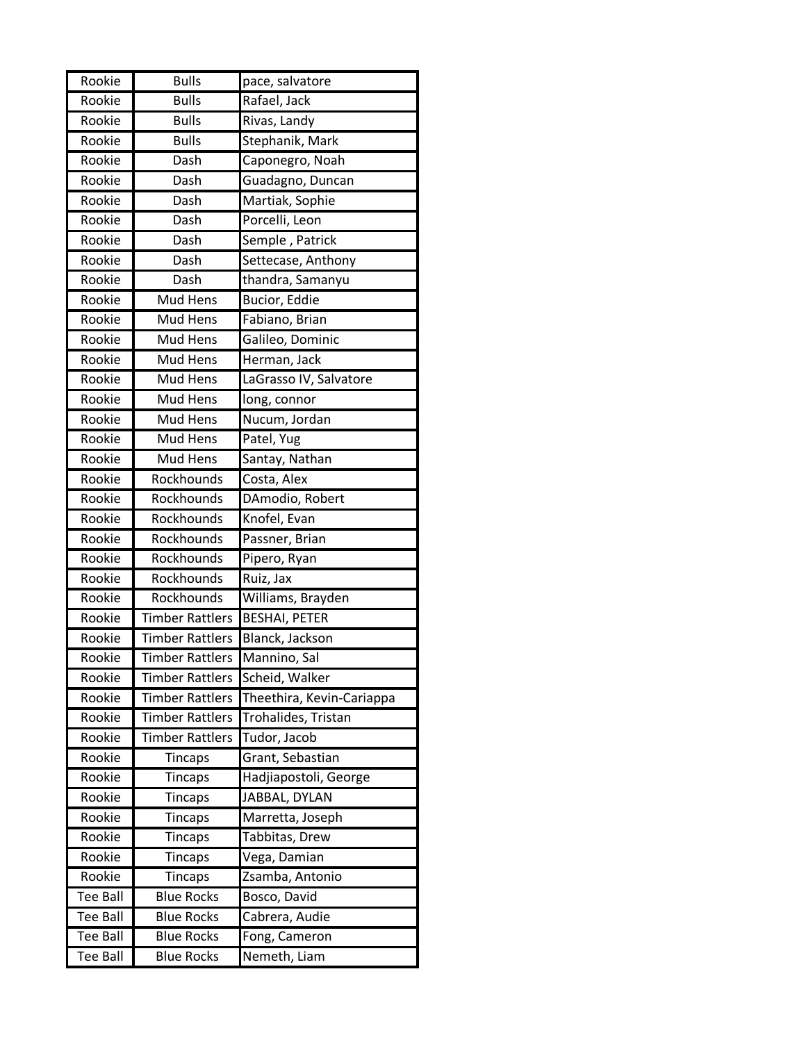| Rookie | Bulls | pace, salvatore |
|---|---|---|
| Rookie | Bulls | Rafael, Jack |
| Rookie | Bulls | Rivas, Landy |
| Rookie | Bulls | Stephanik, Mark |
| Rookie | Dash | Caponegro, Noah |
| Rookie | Dash | Guadagno, Duncan |
| Rookie | Dash | Martiak, Sophie |
| Rookie | Dash | Porcelli, Leon |
| Rookie | Dash | Semple , Patrick |
| Rookie | Dash | Settecase, Anthony |
| Rookie | Dash | thandra, Samanyu |
| Rookie | Mud Hens | Bucior, Eddie |
| Rookie | Mud Hens | Fabiano, Brian |
| Rookie | Mud Hens | Galileo, Dominic |
| Rookie | Mud Hens | Herman, Jack |
| Rookie | Mud Hens | LaGrasso IV, Salvatore |
| Rookie | Mud Hens | long, connor |
| Rookie | Mud Hens | Nucum, Jordan |
| Rookie | Mud Hens | Patel, Yug |
| Rookie | Mud Hens | Santay, Nathan |
| Rookie | Rockhounds | Costa, Alex |
| Rookie | Rockhounds | DAmodio, Robert |
| Rookie | Rockhounds | Knofel, Evan |
| Rookie | Rockhounds | Passner, Brian |
| Rookie | Rockhounds | Pipero, Ryan |
| Rookie | Rockhounds | Ruiz, Jax |
| Rookie | Rockhounds | Williams, Brayden |
| Rookie | Timber Rattlers | BESHAI, PETER |
| Rookie | Timber Rattlers | Blanck, Jackson |
| Rookie | Timber Rattlers | Mannino, Sal |
| Rookie | Timber Rattlers | Scheid, Walker |
| Rookie | Timber Rattlers | Theethira, Kevin-Cariappa |
| Rookie | Timber Rattlers | Trohalides, Tristan |
| Rookie | Timber Rattlers | Tudor, Jacob |
| Rookie | Tincaps | Grant, Sebastian |
| Rookie | Tincaps | Hadjiapostoli, George |
| Rookie | Tincaps | JABBAL, DYLAN |
| Rookie | Tincaps | Marretta, Joseph |
| Rookie | Tincaps | Tabbitas, Drew |
| Rookie | Tincaps | Vega, Damian |
| Rookie | Tincaps | Zsamba, Antonio |
| Tee Ball | Blue Rocks | Bosco, David |
| Tee Ball | Blue Rocks | Cabrera, Audie |
| Tee Ball | Blue Rocks | Fong, Cameron |
| Tee Ball | Blue Rocks | Nemeth, Liam |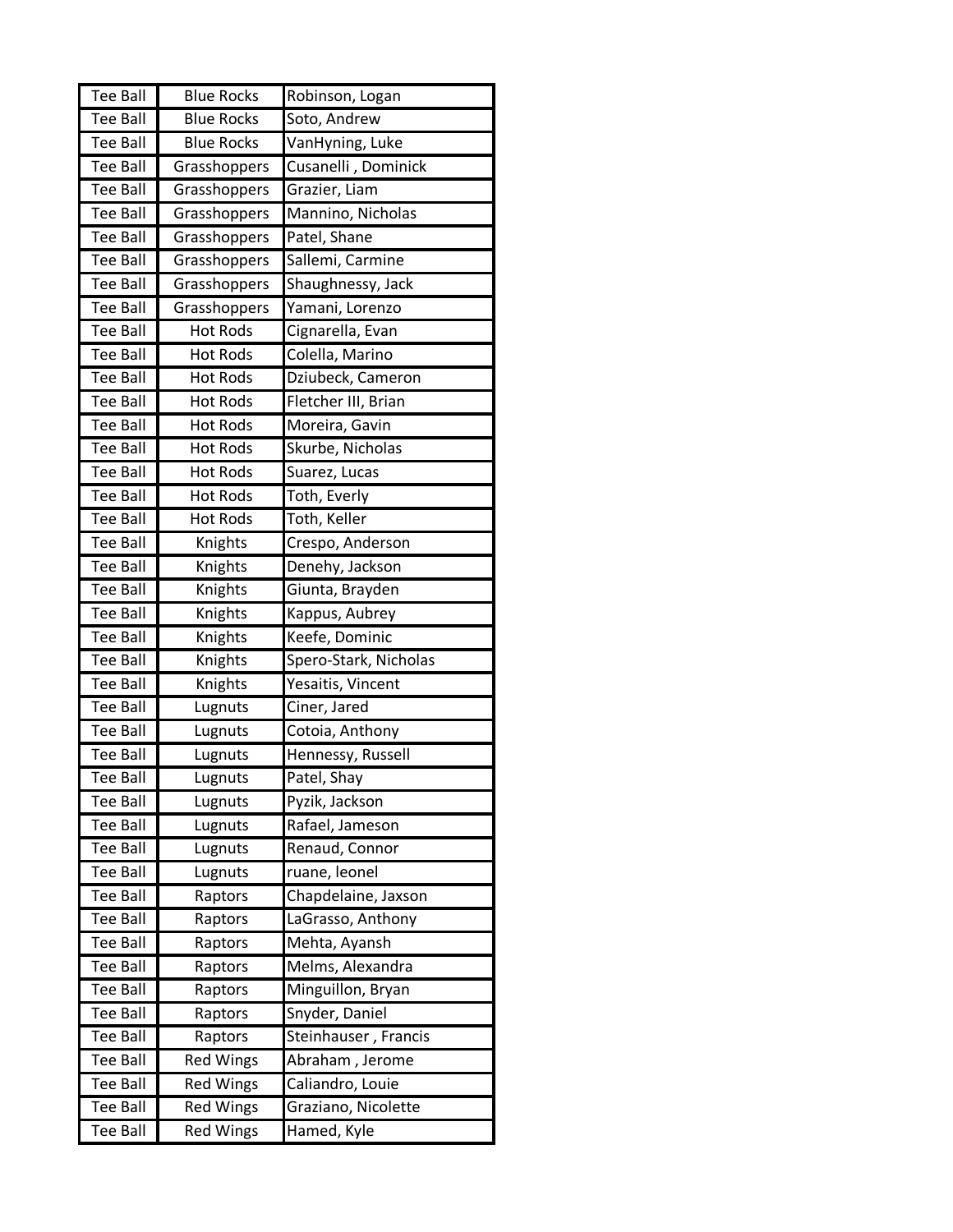| Tee Ball | Blue Rocks | Robinson, Logan |
|---|---|---|
| Tee Ball | Blue Rocks | Soto, Andrew |
| Tee Ball | Blue Rocks | VanHyning, Luke |
| Tee Ball | Grasshoppers | Cusanelli , Dominick |
| Tee Ball | Grasshoppers | Grazier, Liam |
| Tee Ball | Grasshoppers | Mannino, Nicholas |
| Tee Ball | Grasshoppers | Patel, Shane |
| Tee Ball | Grasshoppers | Sallemi, Carmine |
| Tee Ball | Grasshoppers | Shaughnessy, Jack |
| Tee Ball | Grasshoppers | Yamani, Lorenzo |
| Tee Ball | Hot Rods | Cignarella, Evan |
| Tee Ball | Hot Rods | Colella, Marino |
| Tee Ball | Hot Rods | Dziubeck, Cameron |
| Tee Ball | Hot Rods | Fletcher III, Brian |
| Tee Ball | Hot Rods | Moreira, Gavin |
| Tee Ball | Hot Rods | Skurbe, Nicholas |
| Tee Ball | Hot Rods | Suarez, Lucas |
| Tee Ball | Hot Rods | Toth, Everly |
| Tee Ball | Hot Rods | Toth, Keller |
| Tee Ball | Knights | Crespo, Anderson |
| Tee Ball | Knights | Denehy, Jackson |
| Tee Ball | Knights | Giunta, Brayden |
| Tee Ball | Knights | Kappus, Aubrey |
| Tee Ball | Knights | Keefe, Dominic |
| Tee Ball | Knights | Spero-Stark, Nicholas |
| Tee Ball | Knights | Yesaitis, Vincent |
| Tee Ball | Lugnuts | Ciner, Jared |
| Tee Ball | Lugnuts | Cotoia, Anthony |
| Tee Ball | Lugnuts | Hennessy, Russell |
| Tee Ball | Lugnuts | Patel, Shay |
| Tee Ball | Lugnuts | Pyzik, Jackson |
| Tee Ball | Lugnuts | Rafael, Jameson |
| Tee Ball | Lugnuts | Renaud, Connor |
| Tee Ball | Lugnuts | ruane, leonel |
| Tee Ball | Raptors | Chapdelaine, Jaxson |
| Tee Ball | Raptors | LaGrasso, Anthony |
| Tee Ball | Raptors | Mehta, Ayansh |
| Tee Ball | Raptors | Melms, Alexandra |
| Tee Ball | Raptors | Minguillon, Bryan |
| Tee Ball | Raptors | Snyder, Daniel |
| Tee Ball | Raptors | Steinhauser , Francis |
| Tee Ball | Red Wings | Abraham , Jerome |
| Tee Ball | Red Wings | Caliandro, Louie |
| Tee Ball | Red Wings | Graziano, Nicolette |
| Tee Ball | Red Wings | Hamed, Kyle |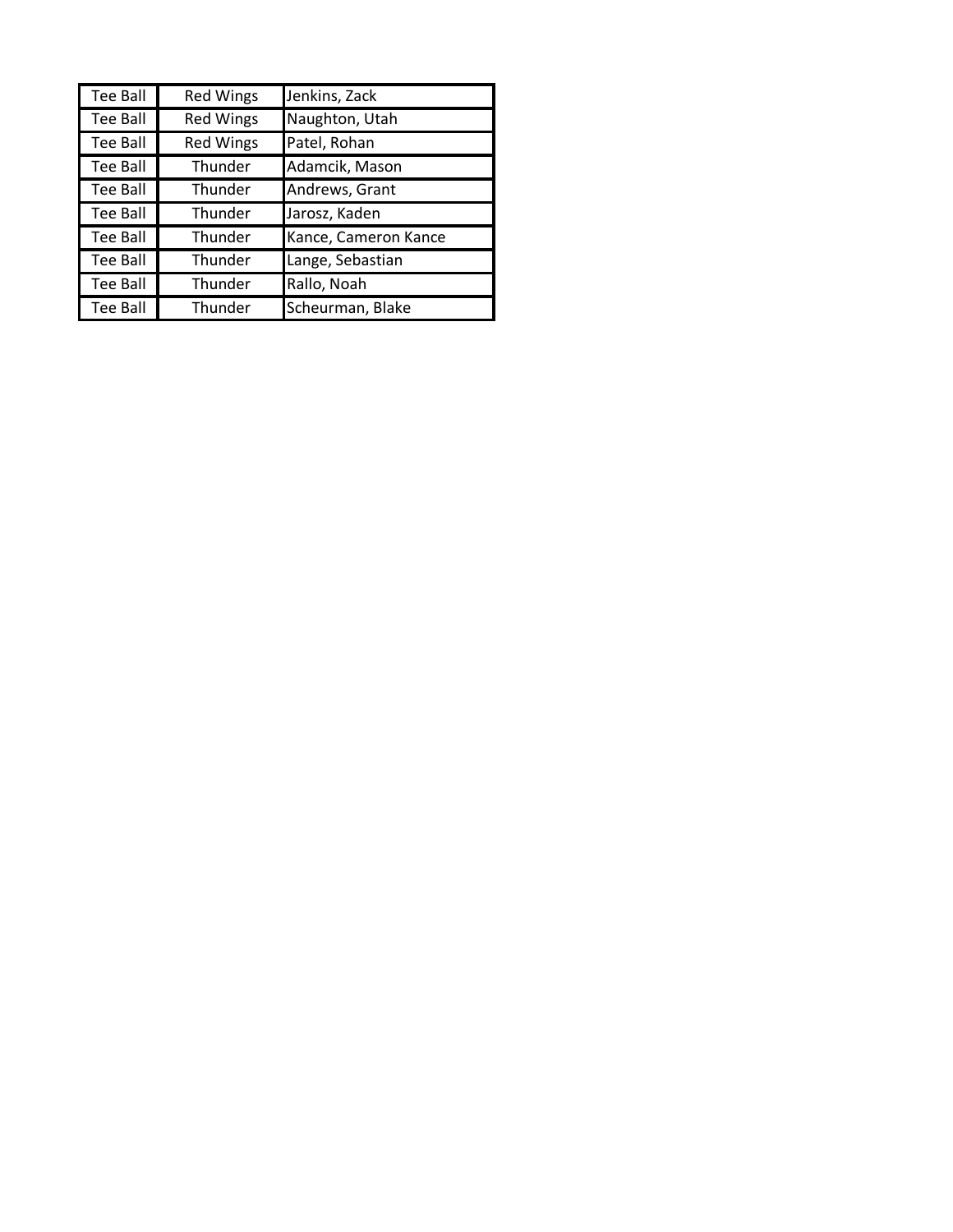| | | |
|---|---|---|
| Tee Ball | Red Wings | Jenkins, Zack |
| Tee Ball | Red Wings | Naughton, Utah |
| Tee Ball | Red Wings | Patel, Rohan |
| Tee Ball | Thunder | Adamcik, Mason |
| Tee Ball | Thunder | Andrews, Grant |
| Tee Ball | Thunder | Jarosz, Kaden |
| Tee Ball | Thunder | Kance, Cameron Kance |
| Tee Ball | Thunder | Lange, Sebastian |
| Tee Ball | Thunder | Rallo, Noah |
| Tee Ball | Thunder | Scheurman, Blake |